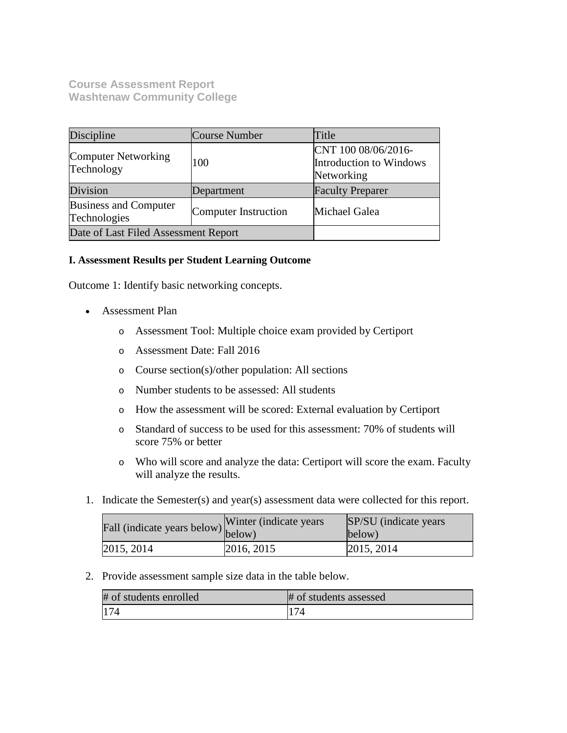# Course Assessment Report
## Washtenaw Community College

| Discipline | Course Number | Title |
|---|---|---|
| Computer Networking Technology | 100 | CNT 100 08/06/2016-Introduction to Windows Networking |
| Division | Department | Faculty Preparer |
| Business and Computer Technologies | Computer Instruction | Michael Galea |
| Date of Last Filed Assessment Report | | |

**I. Assessment Results per Student Learning Outcome**

Outcome 1: Identify basic networking concepts.

- Assessment Plan
    - Assessment Tool: Multiple choice exam provided by Certiport
    - Assessment Date: Fall 2016
    - Course section(s)/other population: All sections
    - Number students to be assessed: All students
    - How the assessment will be scored: External evaluation by Certiport
    - Standard of success to be used for this assessment: 70% of students will score 75% or better
    - Who will score and analyze the data: Certiport will score the exam. Faculty will analyze the results.

1. Indicate the Semester(s) and year(s) assessment data were collected for this report.

| Fall (indicate years below) | Winter (indicate years below) | SP/SU (indicate years below) |
|---|---|---|
| 2015, 2014 | 2016, 2015 | 2015, 2014 |

2. Provide assessment sample size data in the table below.

| # of students enrolled | # of students assessed |
|---|---|
| 174 | 174 |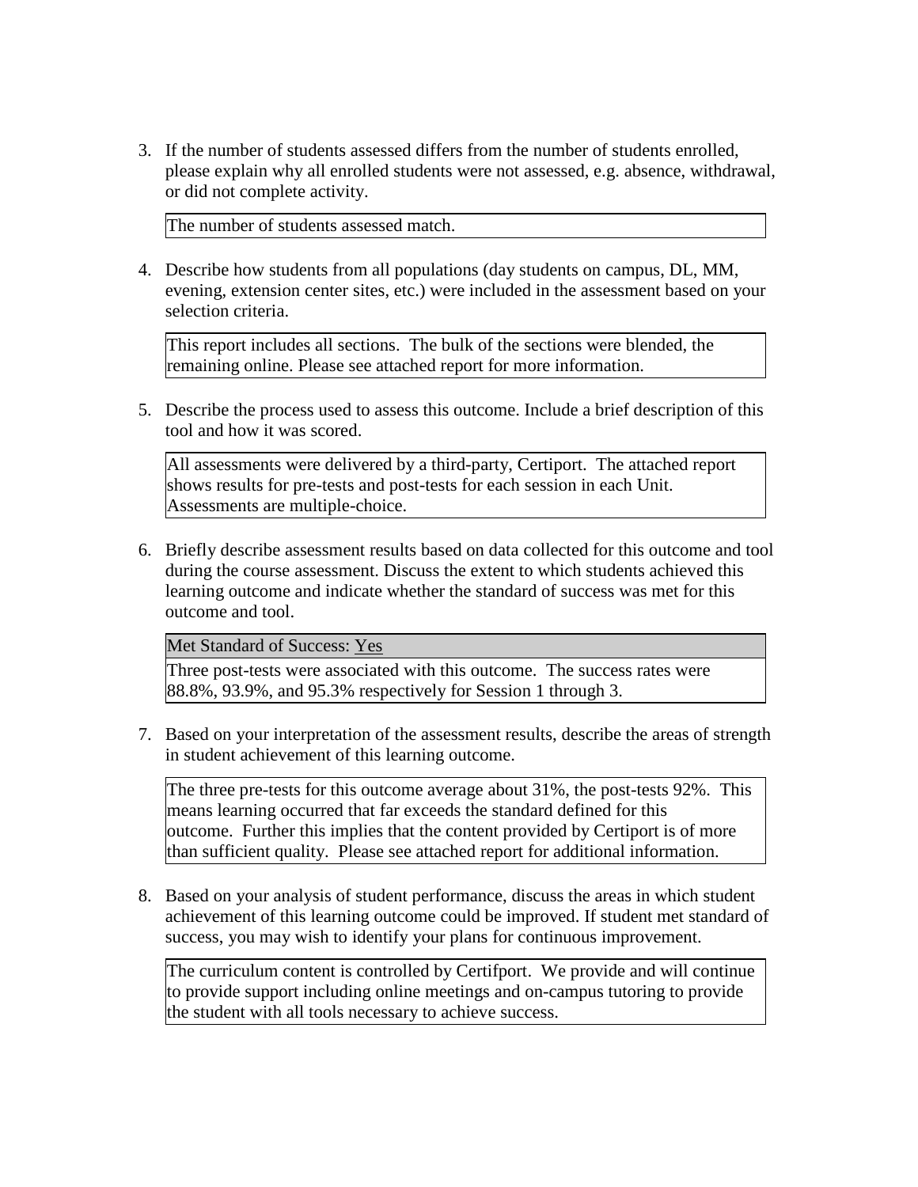3. If the number of students assessed differs from the number of students enrolled, please explain why all enrolled students were not assessed, e.g. absence, withdrawal, or did not complete activity.

   | The number of students assessed match. |
   |---|

4. Describe how students from all populations (day students on campus, DL, MM, evening, extension center sites, etc.) were included in the assessment based on your selection criteria.

   | This report includes all sections. The bulk of the sections were blended, the remaining online. Please see attached report for more information. |
   |---|

5. Describe the process used to assess this outcome. Include a brief description of this tool and how it was scored.

   | All assessments were delivered by a third-party, Certiport. The attached report shows results for pre-tests and post-tests for each session in each Unit. Assessments are multiple-choice. |
   |---|

6. Briefly describe assessment results based on data collected for this outcome and tool during the course assessment. Discuss the extent to which students achieved this learning outcome and indicate whether the standard of success was met for this outcome and tool.

   | Met Standard of Success: Yes |
   |---|
   | Three post-tests were associated with this outcome. The success rates were 88.8%, 93.9%, and 95.3% respectively for Session 1 through 3. |

7. Based on your interpretation of the assessment results, describe the areas of strength in student achievement of this learning outcome.

   | The three pre-tests for this outcome average about 31%, the post-tests 92%. This means learning occurred that far exceeds the standard defined for this outcome. Further this implies that the content provided by Certiport is of more than sufficient quality. Please see attached report for additional information. |
   |---|

8. Based on your analysis of student performance, discuss the areas in which student achievement of this learning outcome could be improved. If student met standard of success, you may wish to identify your plans for continuous improvement.

   | The curriculum content is controlled by Certifport. We provide and will continue to provide support including online meetings and on-campus tutoring to provide the student with all tools necessary to achieve success. |
   |---|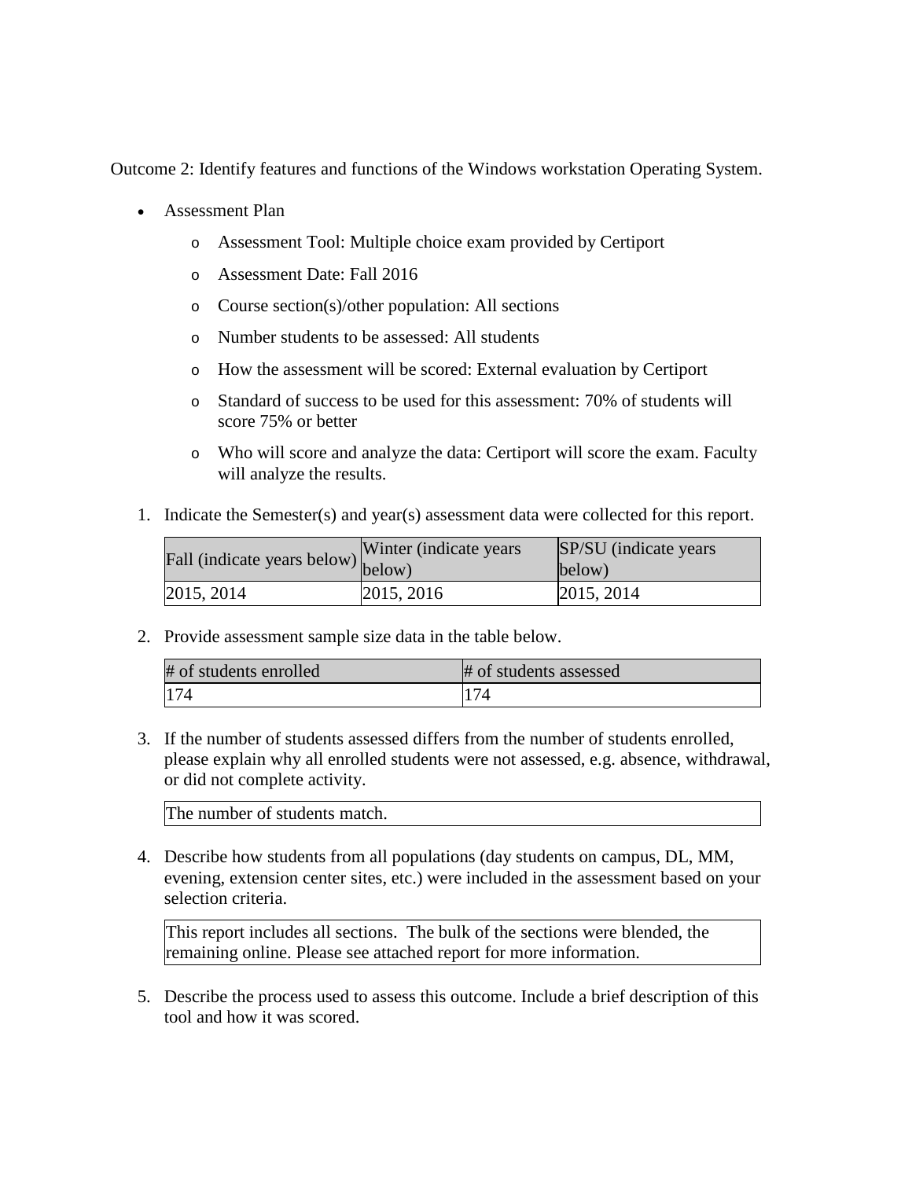Outcome 2: Identify features and functions of the Windows workstation Operating System.

- Assessment Plan
    - Assessment Tool: Multiple choice exam provided by Certiport
    - Assessment Date: Fall 2016
    - Course section(s)/other population: All sections
    - Number students to be assessed: All students
    - How the assessment will be scored: External evaluation by Certiport
    - Standard of success to be used for this assessment: 70% of students will score 75% or better
    - Who will score and analyze the data: Certiport will score the exam. Faculty will analyze the results.

1. Indicate the Semester(s) and year(s) assessment data were collected for this report.

| Fall (indicate years below) | Winter (indicate years below) | SP/SU (indicate years below) |
| --- | --- | --- |
| 2015, 2014 | 2015, 2016 | 2015, 2014 |

2. Provide assessment sample size data in the table below.

| # of students enrolled | # of students assessed |
| --- | --- |
| 174 | 174 |

3. If the number of students assessed differs from the number of students enrolled, please explain why all enrolled students were not assessed, e.g. absence, withdrawal, or did not complete activity.

| The number of students match. |
| --- |

4. Describe how students from all populations (day students on campus, DL, MM, evening, extension center sites, etc.) were included in the assessment based on your selection criteria.

| This report includes all sections. The bulk of the sections were blended, the remaining online. Please see attached report for more information. |
| --- |

5. Describe the process used to assess this outcome. Include a brief description of this tool and how it was scored.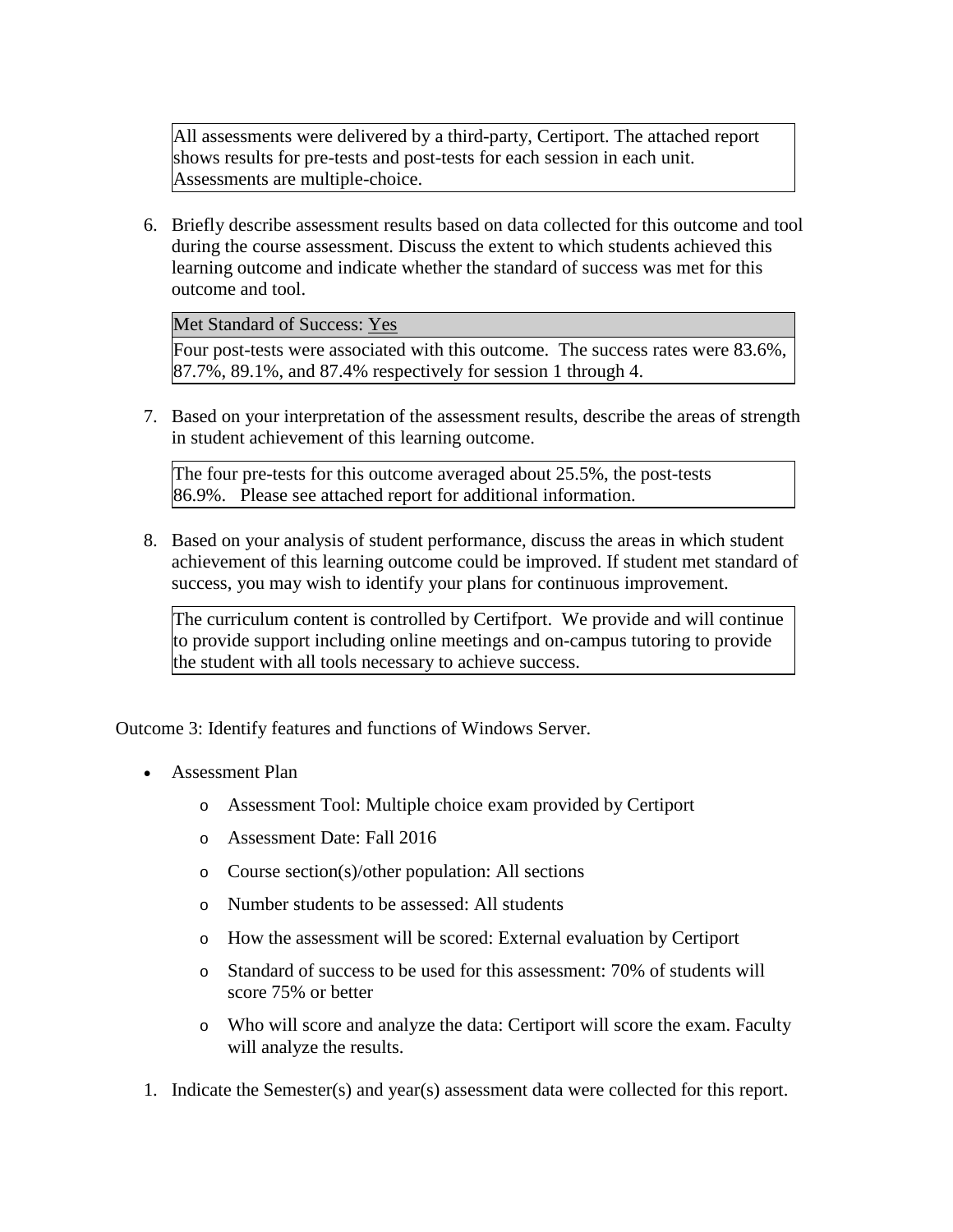All assessments were delivered by a third-party, Certiport. The attached report shows results for pre-tests and post-tests for each session in each unit. Assessments are multiple-choice.

6. Briefly describe assessment results based on data collected for this outcome and tool during the course assessment. Discuss the extent to which students achieved this learning outcome and indicate whether the standard of success was met for this outcome and tool.

   Met Standard of Success: Yes

   Four post-tests were associated with this outcome. The success rates were 83.6%, 87.7%, 89.1%, and 87.4% respectively for session 1 through 4.

7. Based on your interpretation of the assessment results, describe the areas of strength in student achievement of this learning outcome.

   The four pre-tests for this outcome averaged about 25.5%, the post-tests 86.9%. Please see attached report for additional information.

8. Based on your analysis of student performance, discuss the areas in which student achievement of this learning outcome could be improved. If student met standard of success, you may wish to identify your plans for continuous improvement.

   The curriculum content is controlled by Certifport. We provide and will continue to provide support including online meetings and on-campus tutoring to provide the student with all tools necessary to achieve success.

Outcome 3: Identify features and functions of Windows Server.

- Assessment Plan
  - Assessment Tool: Multiple choice exam provided by Certiport
  - Assessment Date: Fall 2016
  - Course section(s)/other population: All sections
  - Number students to be assessed: All students
  - How the assessment will be scored: External evaluation by Certiport
  - Standard of success to be used for this assessment: 70% of students will score 75% or better
  - Who will score and analyze the data: Certiport will score the exam. Faculty will analyze the results.

1. Indicate the Semester(s) and year(s) assessment data were collected for this report.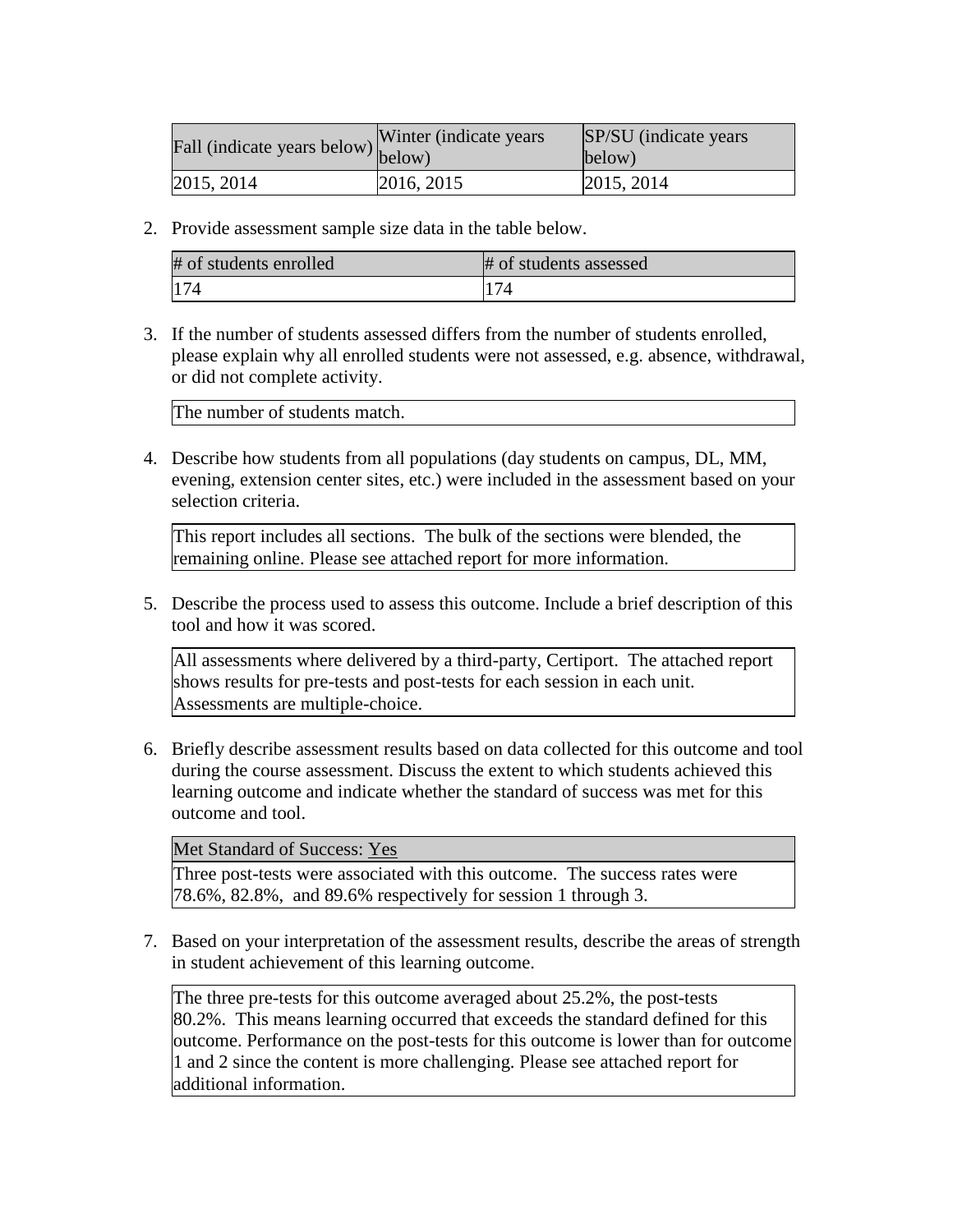| Fall (indicate years below) | Winter (indicate years below) | SP/SU (indicate years below) |
|---|---|---|
| 2015, 2014 | 2016, 2015 | 2015, 2014 |

2. Provide assessment sample size data in the table below.

| # of students enrolled | # of students assessed |
|---|---|
| 174 | 174 |

3. If the number of students assessed differs from the number of students enrolled, please explain why all enrolled students were not assessed, e.g. absence, withdrawal, or did not complete activity.

| The number of students match. |
|---|

4. Describe how students from all populations (day students on campus, DL, MM, evening, extension center sites, etc.) were included in the assessment based on your selection criteria.

| This report includes all sections. The bulk of the sections were blended, the remaining online. Please see attached report for more information. |
|---|

5. Describe the process used to assess this outcome. Include a brief description of this tool and how it was scored.

| All assessments where delivered by a third-party, Certiport. The attached report shows results for pre-tests and post-tests for each session in each unit. Assessments are multiple-choice. |
|---|

6. Briefly describe assessment results based on data collected for this outcome and tool during the course assessment. Discuss the extent to which students achieved this learning outcome and indicate whether the standard of success was met for this outcome and tool.

| Met Standard of Success: Yes |
|---|
| Three post-tests were associated with this outcome. The success rates were 78.6%, 82.8%, and 89.6% respectively for session 1 through 3. |

7. Based on your interpretation of the assessment results, describe the areas of strength in student achievement of this learning outcome.

| The three pre-tests for this outcome averaged about 25.2%, the post-tests 80.2%. This means learning occurred that exceeds the standard defined for this outcome. Performance on the post-tests for this outcome is lower than for outcome 1 and 2 since the content is more challenging. Please see attached report for additional information. |
|---|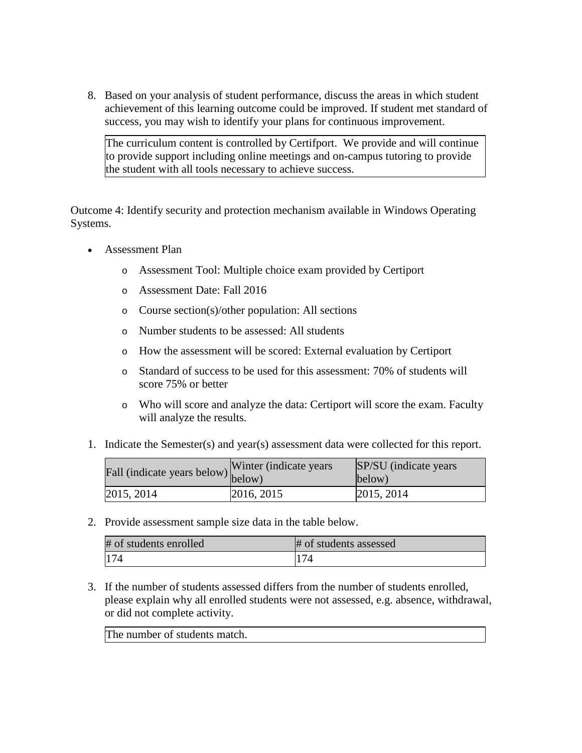8. Based on your analysis of student performance, discuss the areas in which student achievement of this learning outcome could be improved. If student met standard of success, you may wish to identify your plans for continuous improvement.

| The curriculum content is controlled by Certifport. We provide and will continue to provide support including online meetings and on-campus tutoring to provide the student with all tools necessary to achieve success. |
|---|

Outcome 4: Identify security and protection mechanism available in Windows Operating Systems.

- Assessment Plan
  - Assessment Tool: Multiple choice exam provided by Certiport
  - Assessment Date: Fall 2016
  - Course section(s)/other population: All sections
  - Number students to be assessed: All students
  - How the assessment will be scored: External evaluation by Certiport
  - Standard of success to be used for this assessment: 70% of students will score 75% or better
  - Who will score and analyze the data: Certiport will score the exam. Faculty will analyze the results.

1. Indicate the Semester(s) and year(s) assessment data were collected for this report.

| Fall (indicate years below) | Winter (indicate years below) | SP/SU (indicate years below) |
|---|---|---|
| 2015, 2014 | 2016, 2015 | 2015, 2014 |

2. Provide assessment sample size data in the table below.

| # of students enrolled | # of students assessed |
|---|---|
| 174 | 174 |

3. If the number of students assessed differs from the number of students enrolled, please explain why all enrolled students were not assessed, e.g. absence, withdrawal, or did not complete activity.

| The number of students match. |
|---|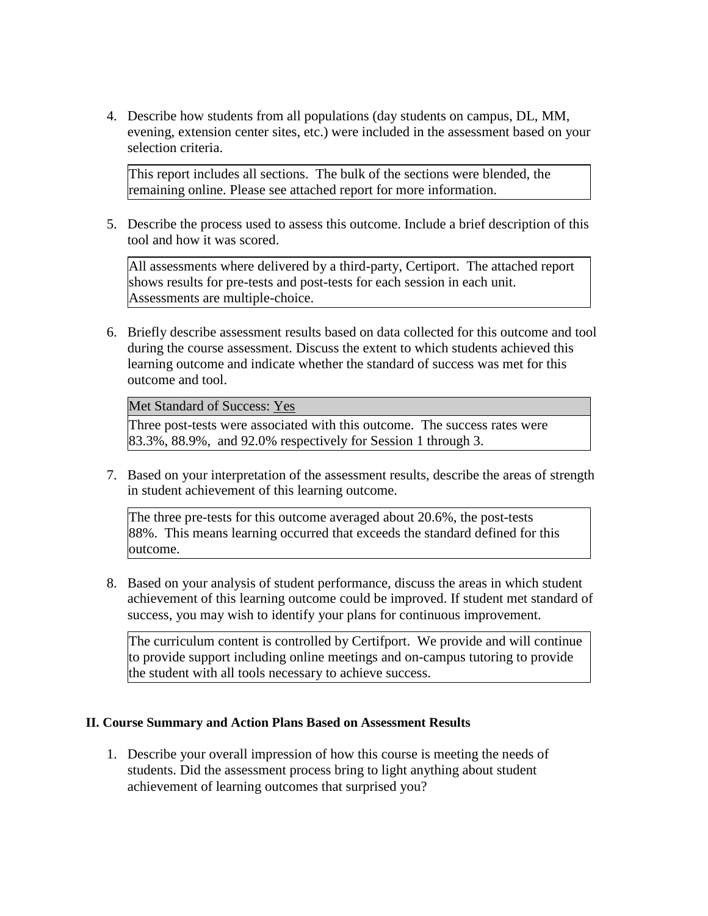4. Describe how students from all populations (day students on campus, DL, MM, evening, extension center sites, etc.) were included in the assessment based on your selection criteria.

| This report includes all sections. The bulk of the sections were blended, the remaining online. Please see attached report for more information. |
|---|

5. Describe the process used to assess this outcome. Include a brief description of this tool and how it was scored.

| All assessments where delivered by a third-party, Certiport. The attached report shows results for pre-tests and post-tests for each session in each unit. Assessments are multiple-choice. |
|---|

6. Briefly describe assessment results based on data collected for this outcome and tool during the course assessment. Discuss the extent to which students achieved this learning outcome and indicate whether the standard of success was met for this outcome and tool.

| Met Standard of Success: Yes |
|---|
| Three post-tests were associated with this outcome. The success rates were 83.3%, 88.9%, and 92.0% respectively for Session 1 through 3. |

7. Based on your interpretation of the assessment results, describe the areas of strength in student achievement of this learning outcome.

| The three pre-tests for this outcome averaged about 20.6%, the post-tests 88%. This means learning occurred that exceeds the standard defined for this outcome. |
|---|

8. Based on your analysis of student performance, discuss the areas in which student achievement of this learning outcome could be improved. If student met standard of success, you may wish to identify your plans for continuous improvement.

| The curriculum content is controlled by Certifport. We provide and will continue to provide support including online meetings and on-campus tutoring to provide the student with all tools necessary to achieve success. |
|---|

## II. Course Summary and Action Plans Based on Assessment Results

1. Describe your overall impression of how this course is meeting the needs of students. Did the assessment process bring to light anything about student achievement of learning outcomes that surprised you?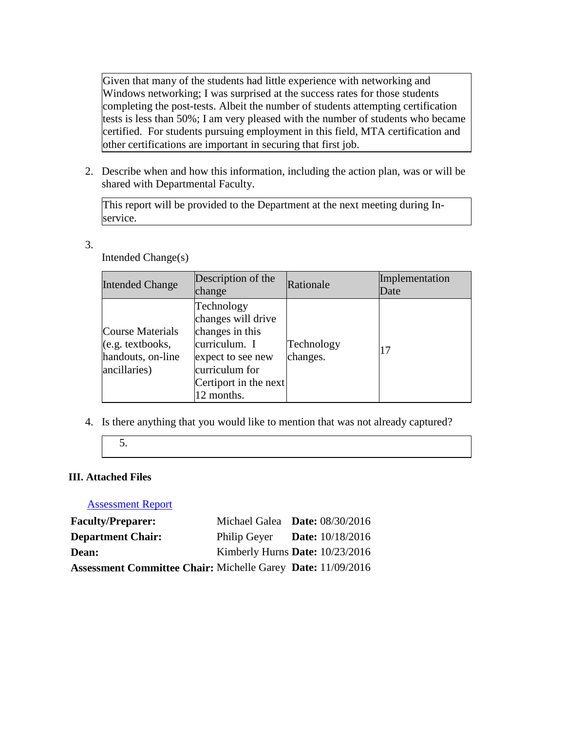Given that many of the students had little experience with networking and Windows networking; I was surprised at the success rates for those students completing the post-tests. Albeit the number of students attempting certification tests is less than 50%; I am very pleased with the number of students who became certified. For students pursuing employment in this field, MTA certification and other certifications are important in securing that first job.

2. Describe when and how this information, including the action plan, was or will be shared with Departmental Faculty.

This report will be provided to the Department at the next meeting during In-service.

3. Intended Change(s)

| Intended Change | Description of the change | Rationale | Implementation Date |
|---|---|---|---|
| Course Materials (e.g. textbooks, handouts, on-line ancillaries) | Technology changes will drive changes in this curriculum. I expect to see new curriculum for Certiport in the next 12 months. | Technology changes. | 17 |

4. Is there anything that you would like to mention that was not already captured?

5.

**III. Attached Files**

Assessment Report

| | | |
|---|---|---|
| **Faculty/Preparer:** | Michael Galea | **Date:** 08/30/2016 |
| **Department Chair:** | Philip Geyer | **Date:** 10/18/2016 |
| **Dean:** | Kimberly Hurns | **Date:** 10/23/2016 |
| **Assessment Committee Chair:** | Michelle Garey | **Date:** 11/09/2016 |